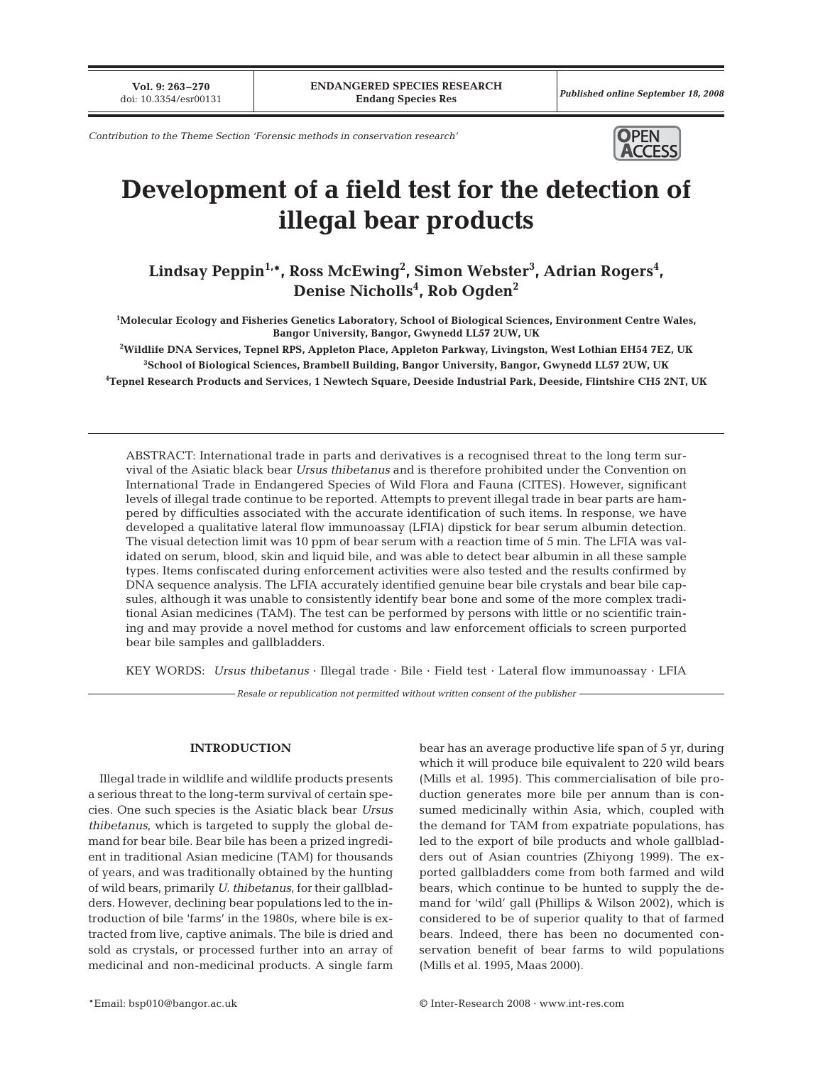Contribution to the Theme Section 'Forensic methods in conservation research'

# Development of a field test for the detection of illegal bear products

**Lindsay Peppin[1,*], Ross McEwing[2], Simon Webster[3], Adrian Rogers[4], Denise Nicholls[4], Rob Ogden[2]**

[1]Molecular Ecology and Fisheries Genetics Laboratory, School of Biological Sciences, Environment Centre Wales, Bangor University, Bangor, Gwynedd LL57 2UW, UK

[2]Wildlife DNA Services, Tepnel RPS, Appleton Place, Appleton Parkway, Livingston, West Lothian EH54 7EZ, UK

[3]School of Biological Sciences, Brambell Building, Bangor University, Bangor, Gwynedd LL57 2UW, UK

[4]Tepnel Research Products and Services, 1 Newtech Square, Deeside Industrial Park, Deeside, Flintshire CH5 2NT, UK

ABSTRACT: International trade in parts and derivatives is a recognised threat to the long term survival of the Asiatic black bear *Ursus thibetanus* and is therefore prohibited under the Convention on International Trade in Endangered Species of Wild Flora and Fauna (CITES). However, significant levels of illegal trade continue to be reported. Attempts to prevent illegal trade in bear parts are hampered by difficulties associated with the accurate identification of such items. In response, we have developed a qualitative lateral flow immunoassay (LFIA) dipstick for bear serum albumin detection. The visual detection limit was 10 ppm of bear serum with a reaction time of 5 min. The LFIA was validated on serum, blood, skin and liquid bile, and was able to detect bear albumin in all these sample types. Items confiscated during enforcement activities were also tested and the results confirmed by DNA sequence analysis. The LFIA accurately identified genuine bear bile crystals and bear bile capsules, although it was unable to consistently identify bear bone and some of the more complex traditional Asian medicines (TAM). The test can be performed by persons with little or no scientific training and may provide a novel method for customs and law enforcement officials to screen purported bear bile samples and gallbladders.

KEY WORDS: *Ursus thibetanus* · Illegal trade · Bile · Field test · Lateral flow immunoassay · LFIA

*Resale or republication not permitted without written consent of the publisher*

## INTRODUCTION

Illegal trade in wildlife and wildlife products presents a serious threat to the long-term survival of certain species. One such species is the Asiatic black bear *Ursus thibetanus*, which is targeted to supply the global demand for bear bile. Bear bile has been a prized ingredient in traditional Asian medicine (TAM) for thousands of years, and was traditionally obtained by the hunting of wild bears, primarily *U. thibetanus*, for their gallbladders. However, declining bear populations led to the introduction of bile 'farms' in the 1980s, where bile is extracted from live, captive animals. The bile is dried and sold as crystals, or processed further into an array of medicinal and non-medicinal products. A single farm bear has an average productive life span of 5 yr, during which it will produce bile equivalent to 220 wild bears (Mills et al. 1995). This commercialisation of bile production generates more bile per annum than is consumed medicinally within Asia, which, coupled with the demand for TAM from expatriate populations, has led to the export of bile products and whole gallbladders out of Asian countries (Zhiyong 1999). The exported gallbladders come from both farmed and wild bears, which continue to be hunted to supply the demand for 'wild' gall (Phillips & Wilson 2002), which is considered to be of superior quality to that of farmed bears. Indeed, there has been no documented conservation benefit of bear farms to wild populations (Mills et al. 1995, Maas 2000).

*Email: bsp010@bangor.ac.uk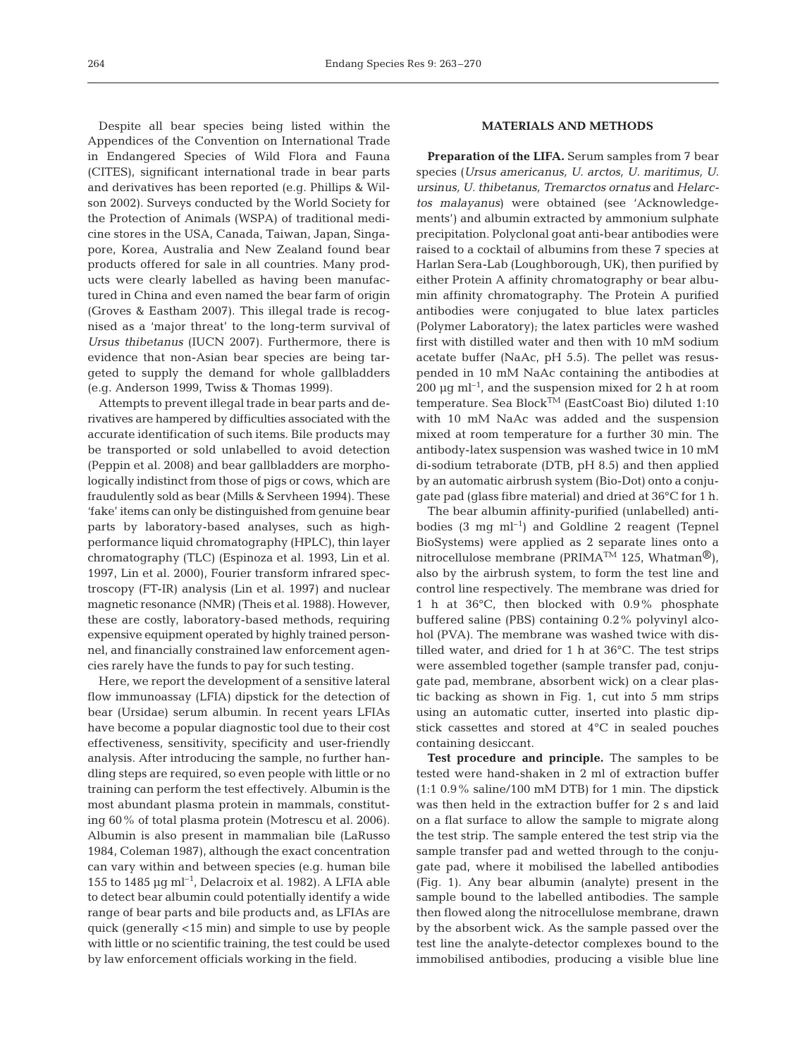Despite all bear species being listed within the Appendices of the Convention on International Trade in Endangered Species of Wild Flora and Fauna (CITES), significant international trade in bear parts and derivatives has been reported (e.g. Phillips & Wilson 2002). Surveys conducted by the World Society for the Protection of Animals (WSPA) of traditional medicine stores in the USA, Canada, Taiwan, Japan, Singapore, Korea, Australia and New Zealand found bear products offered for sale in all countries. Many products were clearly labelled as having been manufactured in China and even named the bear farm of origin (Groves & Eastham 2007). This illegal trade is recognised as a 'major threat' to the long-term survival of *Ursus thibetanus* (IUCN 2007). Furthermore, there is evidence that non-Asian bear species are being targeted to supply the demand for whole gallbladders (e.g. Anderson 1999, Twiss & Thomas 1999).

Attempts to prevent illegal trade in bear parts and derivatives are hampered by difficulties associated with the accurate identification of such items. Bile products may be transported or sold unlabelled to avoid detection (Peppin et al. 2008) and bear gallbladders are morphologically indistinct from those of pigs or cows, which are fraudulently sold as bear (Mills & Servheen 1994). These 'fake' items can only be distinguished from genuine bear parts by laboratory-based analyses, such as high-performance liquid chromatography (HPLC), thin layer chromatography (TLC) (Espinoza et al. 1993, Lin et al. 1997, Lin et al. 2000), Fourier transform infrared spectroscopy (FT-IR) analysis (Lin et al. 1997) and nuclear magnetic resonance (NMR) (Theis et al. 1988). However, these are costly, laboratory-based methods, requiring expensive equipment operated by highly trained personnel, and financially constrained law enforcement agencies rarely have the funds to pay for such testing.

Here, we report the development of a sensitive lateral flow immunoassay (LFIA) dipstick for the detection of bear (Ursidae) serum albumin. In recent years LFIAs have become a popular diagnostic tool due to their cost effectiveness, sensitivity, specificity and user-friendly analysis. After introducing the sample, no further handling steps are required, so even people with little or no training can perform the test effectively. Albumin is the most abundant plasma protein in mammals, constituting 60% of total plasma protein (Motrescu et al. 2006). Albumin is also present in mammalian bile (LaRusso 1984, Coleman 1987), although the exact concentration can vary within and between species (e.g. human bile 155 to 1485 µg ml$^{-1}$, Delacroix et al. 1982). A LFIA able to detect bear albumin could potentially identify a wide range of bear parts and bile products and, as LFIAs are quick (generally <15 min) and simple to use by people with little or no scientific training, the test could be used by law enforcement officials working in the field.

## MATERIALS AND METHODS

**Preparation of the LIFA.** Serum samples from 7 bear species (*Ursus americanus, U. arctos, U. maritimus, U. ursinus, U. thibetanus, Tremarctos ornatus* and *Helarctos malayanus*) were obtained (see 'Acknowledgements') and albumin extracted by ammonium sulphate precipitation. Polyclonal goat anti-bear antibodies were raised to a cocktail of albumins from these 7 species at Harlan Sera-Lab (Loughborough, UK), then purified by either Protein A affinity chromatography or bear albumin affinity chromatography. The Protein A purified antibodies were conjugated to blue latex particles (Polymer Laboratory); the latex particles were washed first with distilled water and then with 10 mM sodium acetate buffer (NaAc, pH 5.5). The pellet was resuspended in 10 mM NaAc containing the antibodies at 200 µg ml$^{-1}$, and the suspension mixed for 2 h at room temperature. Sea Block™ (EastCoast Bio) diluted 1:10 with 10 mM NaAc was added and the suspension mixed at room temperature for a further 30 min. The antibody-latex suspension was washed twice in 10 mM di-sodium tetraborate (DTB, pH 8.5) and then applied by an automatic airbrush system (Bio-Dot) onto a conjugate pad (glass fibre material) and dried at 36°C for 1 h.

The bear albumin affinity-purified (unlabelled) antibodies (3 mg ml$^{-1}$) and Goldline 2 reagent (Tepnel BioSystems) were applied as 2 separate lines onto a nitrocellulose membrane (PRIMA™ 125, Whatman®), also by the airbrush system, to form the test line and control line respectively. The membrane was dried for 1 h at 36°C, then blocked with 0.9% phosphate buffered saline (PBS) containing 0.2% polyvinyl alcohol (PVA). The membrane was washed twice with distilled water, and dried for 1 h at 36°C. The test strips were assembled together (sample transfer pad, conjugate pad, membrane, absorbent wick) on a clear plastic backing as shown in Fig. 1, cut into 5 mm strips using an automatic cutter, inserted into plastic dipstick cassettes and stored at 4°C in sealed pouches containing desiccant.

**Test procedure and principle.** The samples to be tested were hand-shaken in 2 ml of extraction buffer (1:1 0.9% saline/100 mM DTB) for 1 min. The dipstick was then held in the extraction buffer for 2 s and laid on a flat surface to allow the sample to migrate along the test strip. The sample entered the test strip via the sample transfer pad and wetted through to the conjugate pad, where it mobilised the labelled antibodies (Fig. 1). Any bear albumin (analyte) present in the sample bound to the labelled antibodies. The sample then flowed along the nitrocellulose membrane, drawn by the absorbent wick. As the sample passed over the test line the analyte-detector complexes bound to the immobilised antibodies, producing a visible blue line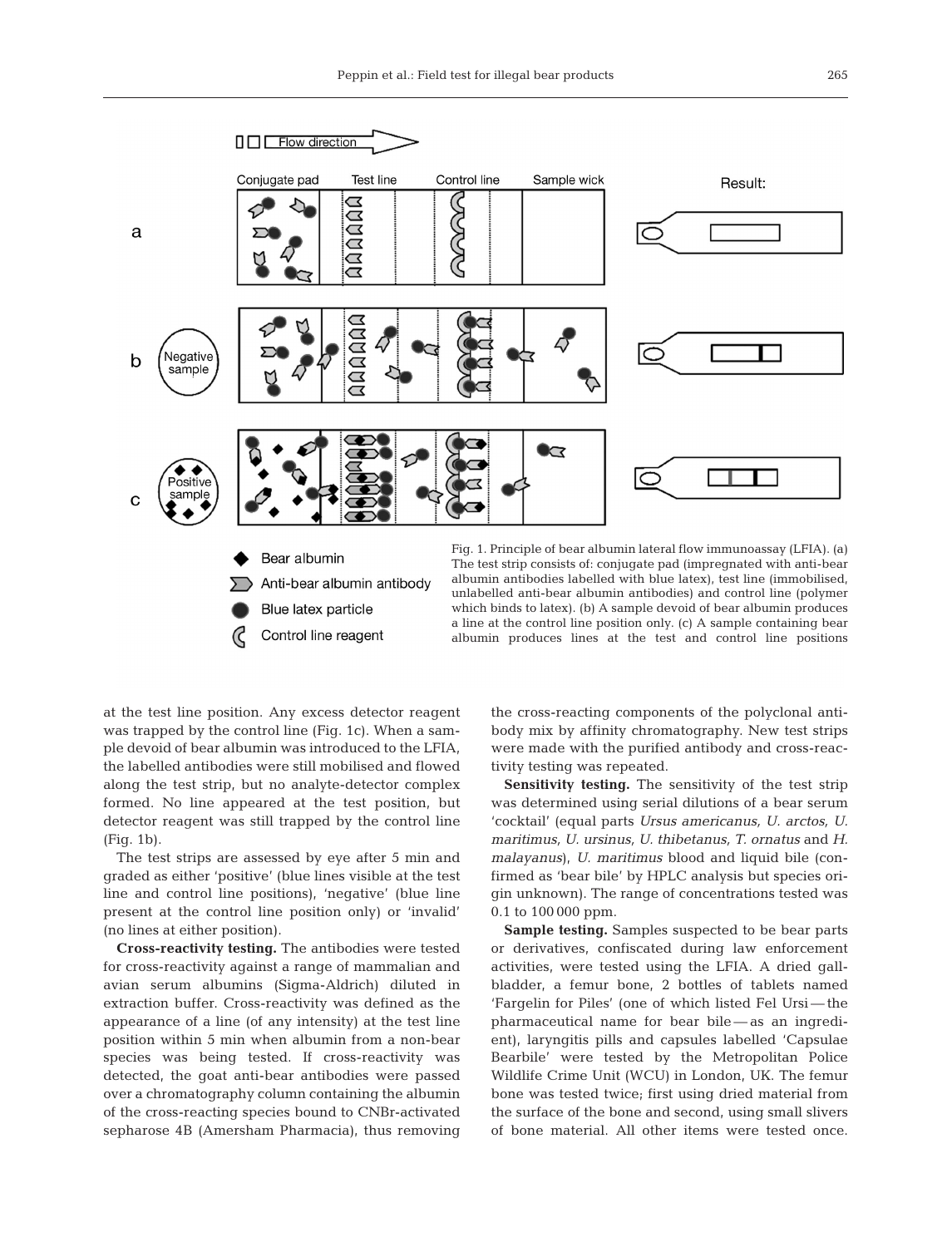Fig. 1. Principle of bear albumin lateral flow immunoassay (LFIA). (a) The test strip consists of: conjugate pad (impregnated with anti-bear albumin antibodies labelled with blue latex), test line (immobilised, unlabelled anti-bear albumin antibodies) and control line (polymer which binds to latex). (b) A sample devoid of bear albumin produces a line at the control line position only. (c) A sample containing bear albumin produces lines at the test and control line positions

at the test line position. Any excess detector reagent was trapped by the control line (Fig. 1c). When a sample devoid of bear albumin was introduced to the LFIA, the labelled antibodies were still mobilised and flowed along the test strip, but no analyte-detector complex formed. No line appeared at the test position, but detector reagent was still trapped by the control line (Fig. 1b).

The test strips are assessed by eye after 5 min and graded as either 'positive' (blue lines visible at the test line and control line positions), 'negative' (blue line present at the control line position only) or 'invalid' (no lines at either position).

**Cross-reactivity testing.** The antibodies were tested for cross-reactivity against a range of mammalian and avian serum albumins (Sigma-Aldrich) diluted in extraction buffer. Cross-reactivity was defined as the appearance of a line (of any intensity) at the test line position within 5 min when albumin from a non-bear species was being tested. If cross-reactivity was detected, the goat anti-bear antibodies were passed over a chromatography column containing the albumin of the cross-reacting species bound to CNBr-activated sepharose 4B (Amersham Pharmacia), thus removing the cross-reacting components of the polyclonal antibody mix by affinity chromatography. New test strips were made with the purified antibody and cross-reactivity testing was repeated.

**Sensitivity testing.** The sensitivity of the test strip was determined using serial dilutions of a bear serum 'cocktail' (equal parts *Ursus americanus, U. arctos, U. maritimus, U. ursinus, U. thibetanus, T. ornatus* and *H. malayanus*), *U. maritimus* blood and liquid bile (confirmed as 'bear bile' by HPLC analysis but species origin unknown). The range of concentrations tested was 0.1 to 100 000 ppm.

**Sample testing.** Samples suspected to be bear parts or derivatives, confiscated during law enforcement activities, were tested using the LFIA. A dried gallbladder, a femur bone, 2 bottles of tablets named 'Fargelin for Piles' (one of which listed Fel Ursi — the pharmaceutical name for bear bile — as an ingredient), laryngitis pills and capsules labelled 'Capsulae Bearbile' were tested by the Metropolitan Police Wildlife Crime Unit (WCU) in London, UK. The femur bone was tested twice; first using dried material from the surface of the bone and second, using small slivers of bone material. All other items were tested once.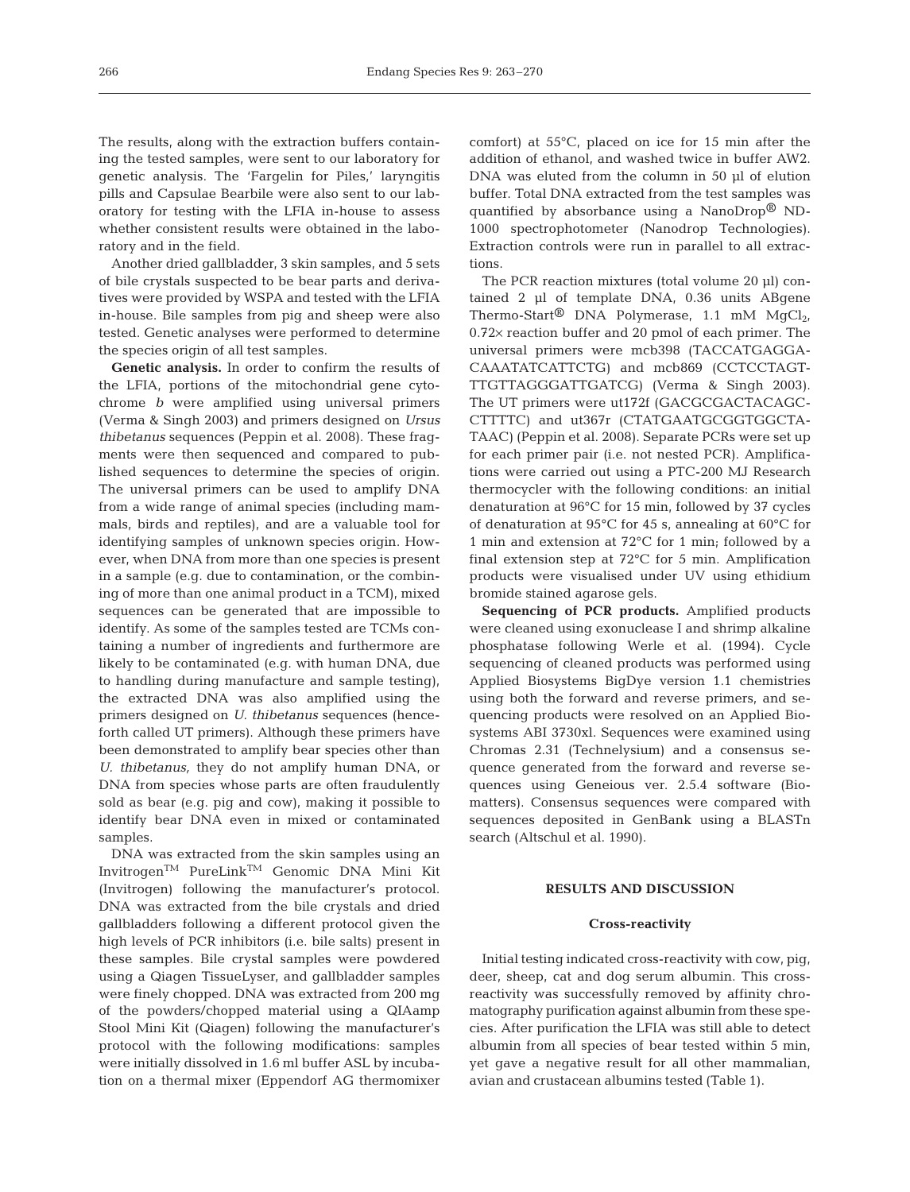The results, along with the extraction buffers containing the tested samples, were sent to our laboratory for genetic analysis. The 'Fargelin for Piles,' laryngitis pills and Capsulae Bearbile were also sent to our laboratory for testing with the LFIA in-house to assess whether consistent results were obtained in the laboratory and in the field.

Another dried gallbladder, 3 skin samples, and 5 sets of bile crystals suspected to be bear parts and derivatives were provided by WSPA and tested with the LFIA in-house. Bile samples from pig and sheep were also tested. Genetic analyses were performed to determine the species origin of all test samples.

**Genetic analysis.** In order to confirm the results of the LFIA, portions of the mitochondrial gene cytochrome *b* were amplified using universal primers (Verma & Singh 2003) and primers designed on *Ursus thibetanus* sequences (Peppin et al. 2008). These fragments were then sequenced and compared to published sequences to determine the species of origin. The universal primers can be used to amplify DNA from a wide range of animal species (including mammals, birds and reptiles), and are a valuable tool for identifying samples of unknown species origin. However, when DNA from more than one species is present in a sample (e.g. due to contamination, or the combining of more than one animal product in a TCM), mixed sequences can be generated that are impossible to identify. As some of the samples tested are TCMs containing a number of ingredients and furthermore are likely to be contaminated (e.g. with human DNA, due to handling during manufacture and sample testing), the extracted DNA was also amplified using the primers designed on *U. thibetanus* sequences (henceforth called UT primers). Although these primers have been demonstrated to amplify bear species other than *U. thibetanus,* they do not amplify human DNA, or DNA from species whose parts are often fraudulently sold as bear (e.g. pig and cow), making it possible to identify bear DNA even in mixed or contaminated samples.

DNA was extracted from the skin samples using an Invitrogen™ PureLink™ Genomic DNA Mini Kit (Invitrogen) following the manufacturer's protocol. DNA was extracted from the bile crystals and dried gallbladders following a different protocol given the high levels of PCR inhibitors (i.e. bile salts) present in these samples. Bile crystal samples were powdered using a Qiagen TissueLyser, and gallbladder samples were finely chopped. DNA was extracted from 200 mg of the powders/chopped material using a QIAamp Stool Mini Kit (Qiagen) following the manufacturer's protocol with the following modifications: samples were initially dissolved in 1.6 ml buffer ASL by incubation on a thermal mixer (Eppendorf AG thermomixer comfort) at 55°C, placed on ice for 15 min after the addition of ethanol, and washed twice in buffer AW2. DNA was eluted from the column in 50 µl of elution buffer. Total DNA extracted from the test samples was quantified by absorbance using a NanoDrop® ND-1000 spectrophotometer (Nanodrop Technologies). Extraction controls were run in parallel to all extractions.

The PCR reaction mixtures (total volume 20 µl) contained 2 µl of template DNA, 0.36 units ABgene Thermo-Start® DNA Polymerase, 1.1 mM $MgCl_2$, 0.72× reaction buffer and 20 pmol of each primer. The universal primers were mcb398 (TACCATGAGGACAAATATCATTCTG) and mcb869 (CCTCCTAGTTTGTTAGGGATTGATCG) (Verma & Singh 2003). The UT primers were ut172f (GACGCGACTACAGCCTTTTC) and ut367r (CTATGAATGCGGTGGCTATAAC) (Peppin et al. 2008). Separate PCRs were set up for each primer pair (i.e. not nested PCR). Amplifications were carried out using a PTC-200 MJ Research thermocycler with the following conditions: an initial denaturation at 96°C for 15 min, followed by 37 cycles of denaturation at 95°C for 45 s, annealing at 60°C for 1 min and extension at 72°C for 1 min; followed by a final extension step at 72°C for 5 min. Amplification products were visualised under UV using ethidium bromide stained agarose gels.

**Sequencing of PCR products.** Amplified products were cleaned using exonuclease I and shrimp alkaline phosphatase following Werle et al. (1994). Cycle sequencing of cleaned products was performed using Applied Biosystems BigDye version 1.1 chemistries using both the forward and reverse primers, and sequencing products were resolved on an Applied Biosystems ABI 3730xl. Sequences were examined using Chromas 2.31 (Technelysium) and a consensus sequence generated from the forward and reverse sequences using Geneious ver. 2.5.4 software (Biomatters). Consensus sequences were compared with sequences deposited in GenBank using a BLASTn search (Altschul et al. 1990).

## RESULTS AND DISCUSSION

### Cross-reactivity

Initial testing indicated cross-reactivity with cow, pig, deer, sheep, cat and dog serum albumin. This cross-reactivity was successfully removed by affinity chromatography purification against albumin from these species. After purification the LFIA was still able to detect albumin from all species of bear tested within 5 min, yet gave a negative result for all other mammalian, avian and crustacean albumins tested (Table 1).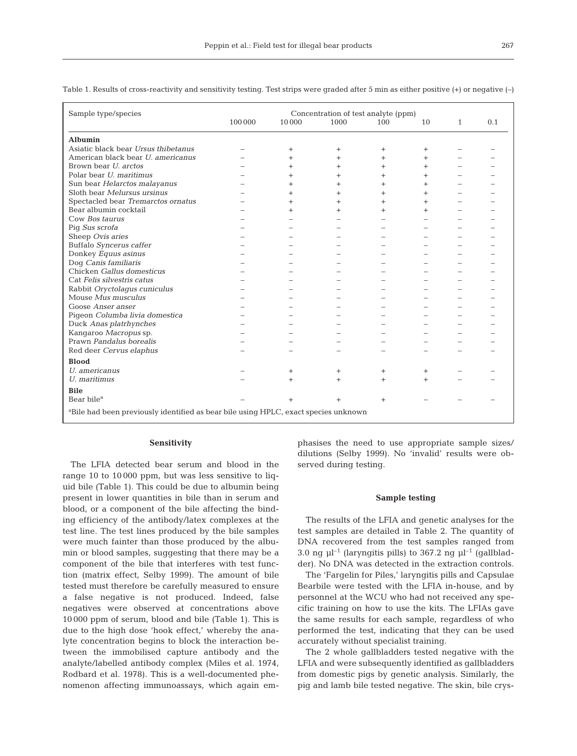Table 1. Results of cross-reactivity and sensitivity testing. Test strips were graded after 5 min as either positive (+) or negative (–)

| Sample type/species | Concentration of test analyte (ppm) | | | | | | |
|---|---|---|---|---|---|---|---|
| | 100 000 | 10 000 | 1000 | 100 | 10 | 1 | 0.1 |
| **Albumin** | | | | | | | |
| Asiatic black bear *Ursus thibetanus* | – | + | + | + | + | – | – |
| American black bear *U. americanus* | – | + | + | + | + | – | – |
| Brown bear *U. arctos* | – | + | + | + | + | – | – |
| Polar bear *U. maritimus* | – | + | + | + | + | – | – |
| Sun bear *Helarctos malayanus* | – | + | + | + | + | – | – |
| Sloth bear *Melursus ursinus* | – | + | + | + | + | – | – |
| Spectacled bear *Tremarctos ornatus* | – | + | + | + | + | – | – |
| Bear albumin cocktail | – | + | + | + | + | – | – |
| Cow *Bos taurus* | – | – | – | – | – | – | – |
| Pig *Sus scrofa* | – | – | – | – | – | – | – |
| Sheep *Ovis aries* | – | – | – | – | – | – | – |
| Buffalo *Syncerus caffer* | – | – | – | – | – | – | – |
| Donkey *Equus asinus* | – | – | – | – | – | – | – |
| Dog *Canis familiaris* | – | – | – | – | – | – | – |
| Chicken *Gallus domesticus* | – | – | – | – | – | – | – |
| Cat *Felis silvestris catus* | – | – | – | – | – | – | – |
| Rabbit *Oryctolagus cuniculus* | – | – | – | – | – | – | – |
| Mouse *Mus musculus* | – | – | – | – | – | – | – |
| Goose *Anser anser* | – | – | – | – | – | – | – |
| Pigeon *Columba livia domestica* | – | – | – | – | – | – | – |
| Duck *Anas platrhynches* | – | – | – | – | – | – | – |
| Kangaroo *Macropus* sp. | – | – | – | – | – | – | – |
| Prawn *Pandalus borealis* | – | – | – | – | – | – | – |
| Red deer *Cervus elaphus* | – | – | – | – | – | – | – |
| **Blood** | | | | | | | |
| *U. americanus* | – | + | + | + | + | – | – |
| *U. maritimus* | – | + | + | + | + | – | – |
| **Bile** | | | | | | | |
| Bear bile[a] | – | + | + | + | – | – | – |

[a]Bile had been previously identified as bear bile using HPLC, exact species unknown

### Sensitivity

The LFIA detected bear serum and blood in the range 10 to 10 000 ppm, but was less sensitive to liquid bile (Table 1). This could be due to albumin being present in lower quantities in bile than in serum and blood, or a component of the bile affecting the binding efficiency of the antibody/latex complexes at the test line. The test lines produced by the bile samples were much fainter than those produced by the albumin or blood samples, suggesting that there may be a component of the bile that interferes with test function (matrix effect, Selby 1999). The amount of bile tested must therefore be carefully measured to ensure a false negative is not produced. Indeed, false negatives were observed at concentrations above 10 000 ppm of serum, blood and bile (Table 1). This is due to the high dose 'hook effect,' whereby the analyte concentration begins to block the interaction between the immobilised capture antibody and the analyte/labelled antibody complex (Miles et al. 1974, Rodbard et al. 1978). This is a well-documented phenomenon affecting immunoassays, which again emphasises the need to use appropriate sample sizes/dilutions (Selby 1999). No 'invalid' results were observed during testing.

### Sample testing

The results of the LFIA and genetic analyses for the test samples are detailed in Table 2. The quantity of DNA recovered from the test samples ranged from 3.0 ng $\mu l^{-1}$ (laryngitis pills) to 367.2 ng $\mu l^{-1}$ (gallbladder). No DNA was detected in the extraction controls.

The 'Fargelin for Piles,' laryngitis pills and Capsulae Bearbile were tested with the LFIA in-house, and by personnel at the WCU who had not received any specific training on how to use the kits. The LFIAs gave the same results for each sample, regardless of who performed the test, indicating that they can be used accurately without specialist training.

The 2 whole gallbladders tested negative with the LFIA and were subsequently identified as gallbladders from domestic pigs by genetic analysis. Similarly, the pig and lamb bile tested negative. The skin, bile crys-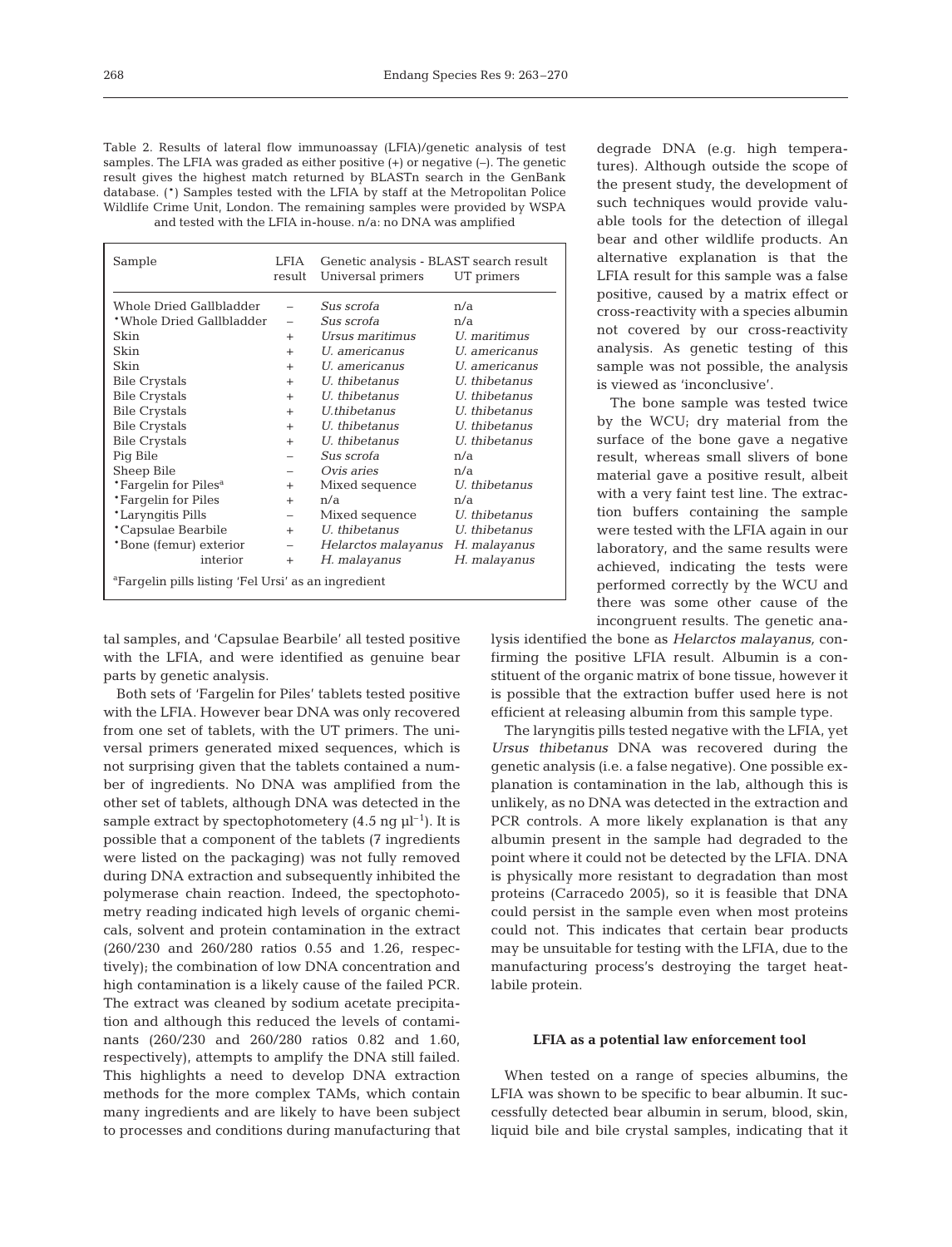Table 2. Results of lateral flow immunoassay (LFIA)/genetic analysis of test samples. The LFIA was graded as either positive (+) or negative (–). The genetic result gives the highest match returned by BLASTn search in the GenBank database. (*) Samples tested with the LFIA by staff at the Metropolitan Police Wildlife Crime Unit, London. The remaining samples were provided by WSPA and tested with the LFIA in-house. n/a: no DNA was amplified

| Sample | LFIA result | Genetic analysis - BLAST search result | |
|---|---|---|---|
| | | Universal primers | UT primers |
| Whole Dried Gallbladder | – | *Sus scrofa* | n/a |
| *Whole Dried Gallbladder | – | *Sus scrofa* | n/a |
| Skin | + | *Ursus maritimus* | *U. maritimus* |
| Skin | + | *U. americanus* | *U. americanus* |
| Skin | + | *U. americanus* | *U. americanus* |
| Bile Crystals | + | *U. thibetanus* | *U. thibetanus* |
| Bile Crystals | + | *U. thibetanus* | *U. thibetanus* |
| Bile Crystals | + | *U.thibetanus* | *U. thibetanus* |
| Bile Crystals | + | *U. thibetanus* | *U. thibetanus* |
| Bile Crystals | + | *U. thibetanus* | *U. thibetanus* |
| Pig Bile | – | *Sus scrofa* | n/a |
| Sheep Bile | – | *Ovis aries* | n/a |
| *Fargelin for Piles[a] | + | Mixed sequence | *U. thibetanus* |
| *Fargelin for Piles | + | n/a | n/a |
| *Laryngitis Pills | – | Mixed sequence | *U. thibetanus* |
| *Capsulae Bearbile | + | *U. thibetanus* | *U. thibetanus* |
| *Bone (femur) exterior | – | *Helarctos malayanus* | *H. malayanus* |
| interior | + | *H. malayanus* | *H. malayanus* |

[a]Fargelin pills listing 'Fel Ursi' as an ingredient

tal samples, and 'Capsulae Bearbile' all tested positive with the LFIA, and were identified as genuine bear parts by genetic analysis.

Both sets of 'Fargelin for Piles' tablets tested positive with the LFIA. However bear DNA was only recovered from one set of tablets, with the UT primers. The universal primers generated mixed sequences, which is not surprising given that the tablets contained a number of ingredients. No DNA was amplified from the other set of tablets, although DNA was detected in the sample extract by spectophotometery (4.5 ng μl$^{-1}$). It is possible that a component of the tablets (7 ingredients were listed on the packaging) was not fully removed during DNA extraction and subsequently inhibited the polymerase chain reaction. Indeed, the spectophotometry reading indicated high levels of organic chemicals, solvent and protein contamination in the extract (260/230 and 260/280 ratios 0.55 and 1.26, respectively); the combination of low DNA concentration and high contamination is a likely cause of the failed PCR. The extract was cleaned by sodium acetate precipitation and although this reduced the levels of contaminants (260/230 and 260/280 ratios 0.82 and 1.60, respectively), attempts to amplify the DNA still failed. This highlights a need to develop DNA extraction methods for the more complex TAMs, which contain many ingredients and are likely to have been subject to processes and conditions during manufacturing that degrade DNA (e.g. high temperatures). Although outside the scope of the present study, the development of such techniques would provide valuable tools for the detection of illegal bear and other wildlife products. An alternative explanation is that the LFIA result for this sample was a false positive, caused by a matrix effect or cross-reactivity with a species albumin not covered by our cross-reactivity analysis. As genetic testing of this sample was not possible, the analysis is viewed as 'inconclusive'.

The bone sample was tested twice by the WCU; dry material from the surface of the bone gave a negative result, whereas small slivers of bone material gave a positive result, albeit with a very faint test line. The extraction buffers containing the sample were tested with the LFIA again in our laboratory, and the same results were achieved, indicating the tests were performed correctly by the WCU and there was some other cause of the incongruent results. The genetic analysis identified the bone as *Helarctos malayanus,* confirming the positive LFIA result. Albumin is a constituent of the organic matrix of bone tissue, however it is possible that the extraction buffer used here is not efficient at releasing albumin from this sample type.

The laryngitis pills tested negative with the LFIA, yet *Ursus thibetanus* DNA was recovered during the genetic analysis (i.e. a false negative). One possible explanation is contamination in the lab, although this is unlikely, as no DNA was detected in the extraction and PCR controls. A more likely explanation is that any albumin present in the sample had degraded to the point where it could not be detected by the LFIA. DNA is physically more resistant to degradation than most proteins (Carracedo 2005), so it is feasible that DNA could persist in the sample even when most proteins could not. This indicates that certain bear products may be unsuitable for testing with the LFIA, due to the manufacturing process's destroying the target heat-labile protein.

### LFIA as a potential law enforcement tool

When tested on a range of species albumins, the LFIA was shown to be specific to bear albumin. It successfully detected bear albumin in serum, blood, skin, liquid bile and bile crystal samples, indicating that it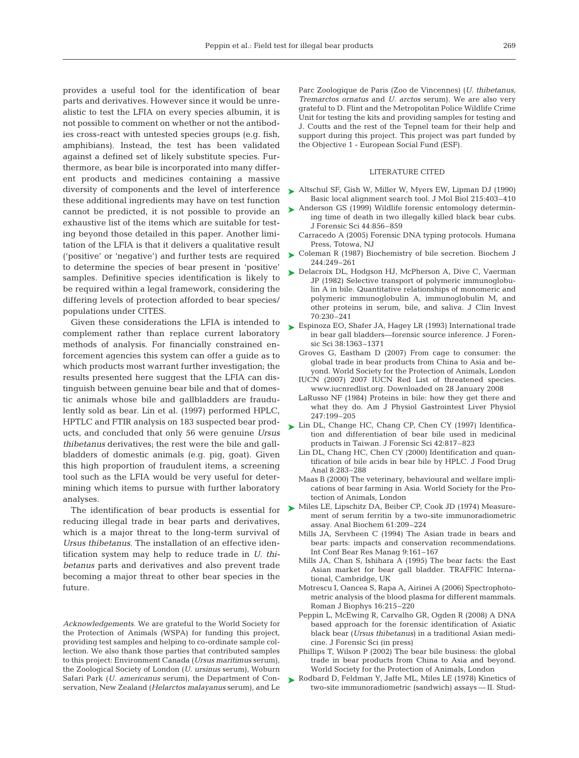provides a useful tool for the identification of bear parts and derivatives. However since it would be unrealistic to test the LFIA on every species albumin, it is not possible to comment on whether or not the antibodies cross-react with untested species groups (e.g. fish, amphibians). Instead, the test has been validated against a defined set of likely substitute species. Furthermore, as bear bile is incorporated into many different products and medicines containing a massive diversity of components and the level of interference these additional ingredients may have on test function cannot be predicted, it is not possible to provide an exhaustive list of the items which are suitable for testing beyond those detailed in this paper. Another limitation of the LFIA is that it delivers a qualitative result ('positive' or 'negative') and further tests are required to determine the species of bear present in 'positive' samples. Definitive species identification is likely to be required within a legal framework, considering the differing levels of protection afforded to bear species/populations under CITES.

Given these considerations the LFIA is intended to complement rather than replace current laboratory methods of analysis. For financially constrained enforcement agencies this system can offer a guide as to which products most warrant further investigation; the results presented here suggest that the LFIA can distinguish between genuine bear bile and that of domestic animals whose bile and gallbladders are fraudulently sold as bear. Lin et al. (1997) performed HPLC, HPTLC and FTIR analysis on 183 suspected bear products, and concluded that only 56 were genuine *Ursus thibetanus* derivatives; the rest were the bile and gallbladders of domestic animals (e.g. pig, goat). Given this high proportion of fraudulent items, a screening tool such as the LFIA would be very useful for determining which items to pursue with further laboratory analyses.

The identification of bear products is essential for reducing illegal trade in bear parts and derivatives, which is a major threat to the long-term survival of *Ursus thibetanus*. The installation of an effective identification system may help to reduce trade in *U. thibetanus* parts and derivatives and also prevent trade becoming a major threat to other bear species in the future.

*Acknowledgements.* We are grateful to the World Society for the Protection of Animals (WSPA) for funding this project, providing test samples and helping to co-ordinate sample collection. We also thank those parties that contributed samples to this project: Environment Canada (*Ursus maritimus* serum), the Zoological Society of London (*U. ursinus* serum), Woburn Safari Park (*U. americanus* serum), the Department of Conservation, New Zealand (*Helarctos malayanus* serum), and Le Parc Zoologique de Paris (Zoo de Vincennes) (*U. thibetanus, Tremarctos ornatus* and *U. arctos* serum). We are also very grateful to D. Flint and the Metropolitan Police Wildlife Crime Unit for testing the kits and providing samples for testing and J. Coutts and the rest of the Tepnel team for their help and support during this project. This project was part funded by the Objective 1 - European Social Fund (ESF).

## LITERATURE CITED

- Altschul SF, Gish W, Miller W, Myers EW, Lipman DJ (1990) Basic local alignment search tool. J Mol Biol 215:403–410
- Anderson GS (1999) Wildlife forensic entomology determining time of death in two illegally killed black bear cubs. J Forensic Sci 44:856–859
- Carracedo A (2005) Forensic DNA typing protocols. Humana Press, Totowa, NJ
- Coleman R (1987) Biochemistry of bile secretion. Biochem J 244:249–261
- Delacroix DL, Hodgson HJ, McPherson A, Dive C, Vaerman JP (1982) Selective transport of polymeric immunoglobulin A in bile. Quantitative relationships of monomeric and polymeric immunoglobulin A, immunoglobulin M, and other proteins in serum, bile, and saliva. J Clin Invest 70:230–241
- Espinoza EO, Shafer JA, Hagey LR (1993) International trade in bear gall bladders—forensic source inference. J Forensic Sci 38:1363–1371
- Groves G, Eastham D (2007) From cage to consumer: the global trade in bear products from China to Asia and beyond. World Society for the Protection of Animals, London
- IUCN (2007) 2007 IUCN Red List of threatened species. www.iucnredlist.org. Downloaded on 28 January 2008
- LaRusso NF (1984) Proteins in bile: how they get there and what they do. Am J Physiol Gastrointest Liver Physiol 247:199–205
- Lin DL, Change HC, Chang CP, Chen CY (1997) Identification and differentiation of bear bile used in medicinal products in Taiwan. J Forensic Sci 42:817–823
- Lin DL, Chang HC, Chen CY (2000) Identification and quantification of bile acids in bear bile by HPLC. J Food Drug Anal 8:283–288
- Maas B (2000) The veterinary, behavioural and welfare implications of bear farming in Asia. World Society for the Protection of Animals, London
- Miles LE, Lipschitz DA, Beiber CP, Cook JD (1974) Measurement of serum ferritin by a two-site immunoradiometric assay. Anal Biochem 61:209–224
- Mills JA, Servheen C (1994) The Asian trade in bears and bear parts: impacts and conservation recommendations. Int Conf Bear Res Manag 9:161–167
- Mills JA, Chan S, Ishihara A (1995) The bear facts: the East Asian market for bear gall bladder. TRAFFIC International, Cambridge, UK
- Motrescu I, Oancea S, Rapa A, Airinei A (2006) Spectrophotometric analysis of the blood plasma for different mammals. Roman J Biophys 16:215–220
- Peppin L, McEwing R, Carvalho GR, Ogden R (2008) A DNA based approach for the forensic identification of Asiatic black bear (*Ursus thibetanus*) in a traditional Asian medicine. J Forensic Sci (in press)
- Phillips T, Wilson P (2002) The bear bile business: the global trade in bear products from China to Asia and beyond. World Society for the Protection of Animals, London
- Rodbard D, Feldman Y, Jaffe ML, Miles LE (1978) Kinetics of two-site immunoradiometric (sandwich) assays — II. Stud-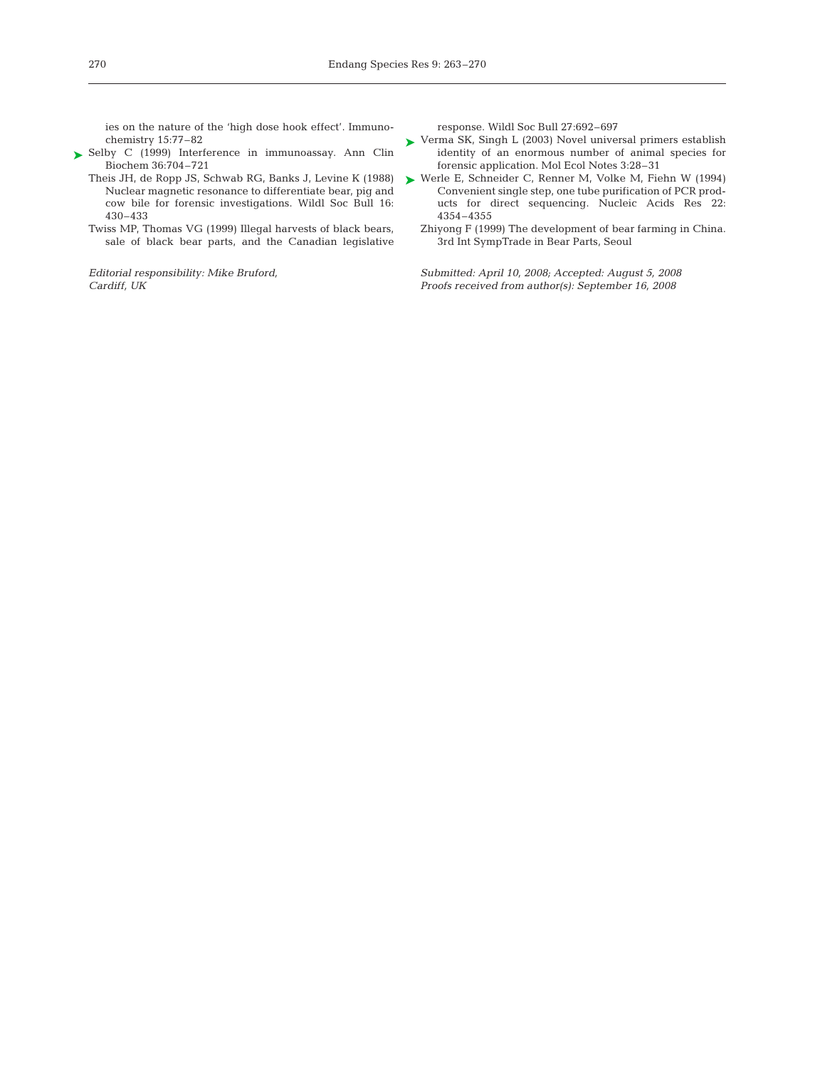ies on the nature of the 'high dose hook effect'. Immunochemistry 15:77–82

Selby C (1999) Interference in immunoassay. Ann Clin Biochem 36:704–721

Theis JH, de Ropp JS, Schwab RG, Banks J, Levine K (1988) Nuclear magnetic resonance to differentiate bear, pig and cow bile for forensic investigations. Wildl Soc Bull 16: 430–433

Twiss MP, Thomas VG (1999) Illegal harvests of black bears, sale of black bear parts, and the Canadian legislative response. Wildl Soc Bull 27:692–697

Verma SK, Singh L (2003) Novel universal primers establish identity of an enormous number of animal species for forensic application. Mol Ecol Notes 3:28–31

Werle E, Schneider C, Renner M, Volke M, Fiehn W (1994) Convenient single step, one tube purification of PCR products for direct sequencing. Nucleic Acids Res 22: 4354–4355

Zhiyong F (1999) The development of bear farming in China. 3rd Int SympTrade in Bear Parts, Seoul

*Editorial responsibility: Mike Bruford, Cardiff, UK*

*Submitted: April 10, 2008; Accepted: August 5, 2008*
*Proofs received from author(s): September 16, 2008*